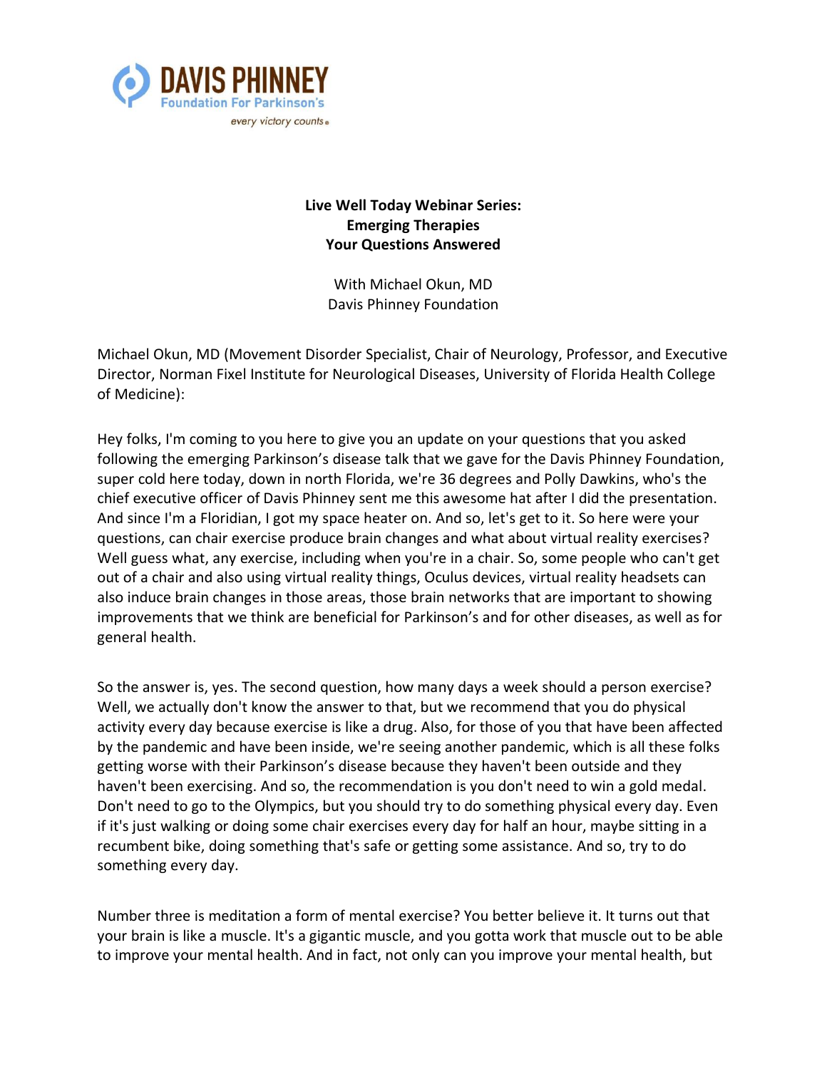DAVIS PHINNEY
Foundation For Parkinson's
*every victory counts®*

**Live Well Today Webinar Series:**
**Emerging Therapies**
**Your Questions Answered**

With Michael Okun, MD
Davis Phinney Foundation

Michael Okun, MD (Movement Disorder Specialist, Chair of Neurology, Professor, and Executive Director, Norman Fixel Institute for Neurological Diseases, University of Florida Health College of Medicine):

Hey folks, I'm coming to you here to give you an update on your questions that you asked following the emerging Parkinson's disease talk that we gave for the Davis Phinney Foundation, super cold here today, down in north Florida, we're 36 degrees and Polly Dawkins, who's the chief executive officer of Davis Phinney sent me this awesome hat after I did the presentation. And since I'm a Floridian, I got my space heater on. And so, let's get to it. So here were your questions, can chair exercise produce brain changes and what about virtual reality exercises? Well guess what, any exercise, including when you're in a chair. So, some people who can't get out of a chair and also using virtual reality things, Oculus devices, virtual reality headsets can also induce brain changes in those areas, those brain networks that are important to showing improvements that we think are beneficial for Parkinson's and for other diseases, as well as for general health.

So the answer is, yes. The second question, how many days a week should a person exercise? Well, we actually don't know the answer to that, but we recommend that you do physical activity every day because exercise is like a drug. Also, for those of you that have been affected by the pandemic and have been inside, we're seeing another pandemic, which is all these folks getting worse with their Parkinson's disease because they haven't been outside and they haven't been exercising. And so, the recommendation is you don't need to win a gold medal. Don't need to go to the Olympics, but you should try to do something physical every day. Even if it's just walking or doing some chair exercises every day for half an hour, maybe sitting in a recumbent bike, doing something that's safe or getting some assistance. And so, try to do something every day.

Number three is meditation a form of mental exercise? You better believe it. It turns out that your brain is like a muscle. It's a gigantic muscle, and you gotta work that muscle out to be able to improve your mental health. And in fact, not only can you improve your mental health, but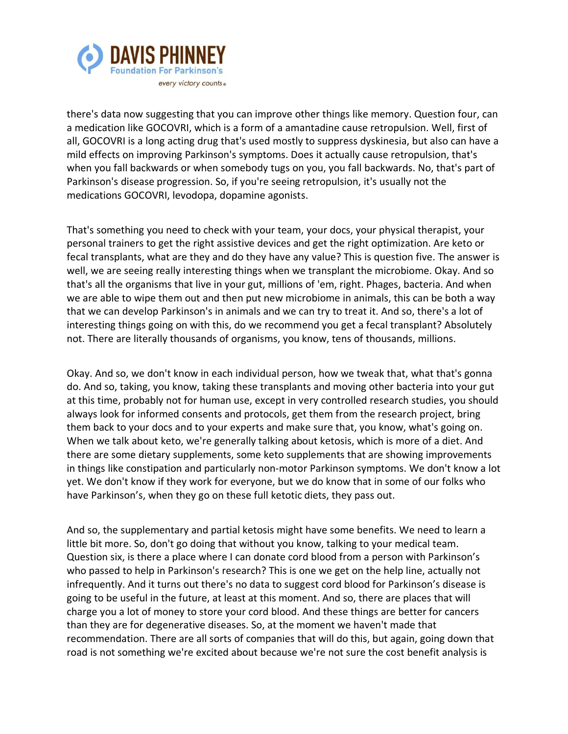there's data now suggesting that you can improve other things like memory. Question four, can a medication like GOCOVRI, which is a form of a amantadine cause retropulsion. Well, first of all, GOCOVRI is a long acting drug that's used mostly to suppress dyskinesia, but also can have a mild effects on improving Parkinson's symptoms. Does it actually cause retropulsion, that's when you fall backwards or when somebody tugs on you, you fall backwards. No, that's part of Parkinson's disease progression. So, if you're seeing retropulsion, it's usually not the medications GOCOVRI, levodopa, dopamine agonists.

That's something you need to check with your team, your docs, your physical therapist, your personal trainers to get the right assistive devices and get the right optimization. Are keto or fecal transplants, what are they and do they have any value? This is question five. The answer is well, we are seeing really interesting things when we transplant the microbiome. Okay. And so that's all the organisms that live in your gut, millions of 'em, right. Phages, bacteria. And when we are able to wipe them out and then put new microbiome in animals, this can be both a way that we can develop Parkinson's in animals and we can try to treat it. And so, there's a lot of interesting things going on with this, do we recommend you get a fecal transplant? Absolutely not. There are literally thousands of organisms, you know, tens of thousands, millions.

Okay. And so, we don't know in each individual person, how we tweak that, what that's gonna do. And so, taking, you know, taking these transplants and moving other bacteria into your gut at this time, probably not for human use, except in very controlled research studies, you should always look for informed consents and protocols, get them from the research project, bring them back to your docs and to your experts and make sure that, you know, what's going on. When we talk about keto, we're generally talking about ketosis, which is more of a diet. And there are some dietary supplements, some keto supplements that are showing improvements in things like constipation and particularly non-motor Parkinson symptoms. We don't know a lot yet. We don't know if they work for everyone, but we do know that in some of our folks who have Parkinson’s, when they go on these full ketotic diets, they pass out.

And so, the supplementary and partial ketosis might have some benefits. We need to learn a little bit more. So, don't go doing that without you know, talking to your medical team. Question six, is there a place where I can donate cord blood from a person with Parkinson’s who passed to help in Parkinson's research? This is one we get on the help line, actually not infrequently. And it turns out there's no data to suggest cord blood for Parkinson’s disease is going to be useful in the future, at least at this moment. And so, there are places that will charge you a lot of money to store your cord blood. And these things are better for cancers than they are for degenerative diseases. So, at the moment we haven't made that recommendation. There are all sorts of companies that will do this, but again, going down that road is not something we're excited about because we're not sure the cost benefit analysis is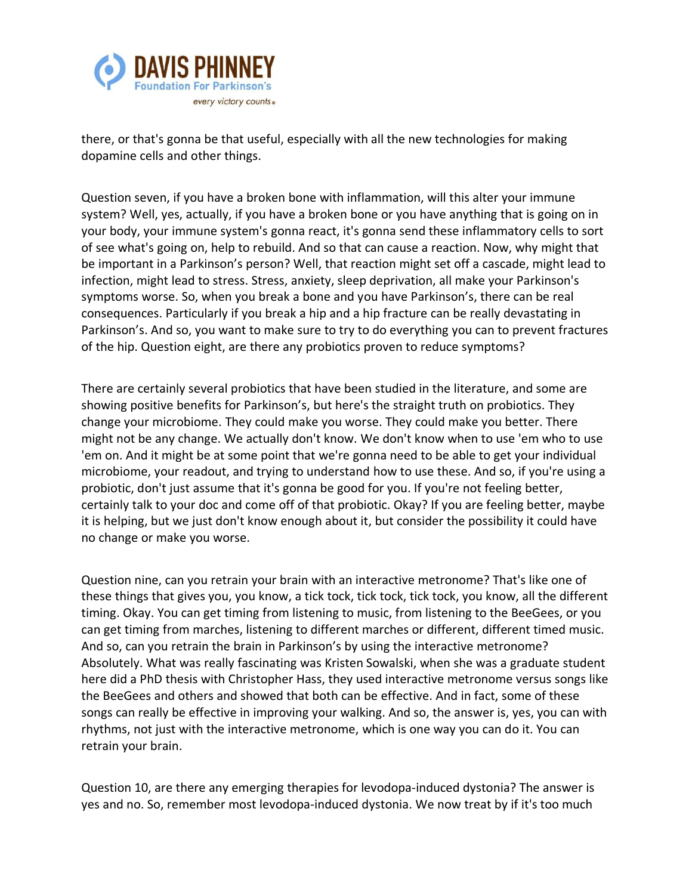there, or that's gonna be that useful, especially with all the new technologies for making dopamine cells and other things.

Question seven, if you have a broken bone with inflammation, will this alter your immune system? Well, yes, actually, if you have a broken bone or you have anything that is going on in your body, your immune system's gonna react, it's gonna send these inflammatory cells to sort of see what's going on, help to rebuild. And so that can cause a reaction. Now, why might that be important in a Parkinson's person? Well, that reaction might set off a cascade, might lead to infection, might lead to stress. Stress, anxiety, sleep deprivation, all make your Parkinson's symptoms worse. So, when you break a bone and you have Parkinson's, there can be real consequences. Particularly if you break a hip and a hip fracture can be really devastating in Parkinson's. And so, you want to make sure to try to do everything you can to prevent fractures of the hip. Question eight, are there any probiotics proven to reduce symptoms?

There are certainly several probiotics that have been studied in the literature, and some are showing positive benefits for Parkinson's, but here's the straight truth on probiotics. They change your microbiome. They could make you worse. They could make you better. There might not be any change. We actually don't know. We don't know when to use 'em who to use 'em on. And it might be at some point that we're gonna need to be able to get your individual microbiome, your readout, and trying to understand how to use these. And so, if you're using a probiotic, don't just assume that it's gonna be good for you. If you're not feeling better, certainly talk to your doc and come off of that probiotic. Okay? If you are feeling better, maybe it is helping, but we just don't know enough about it, but consider the possibility it could have no change or make you worse.

Question nine, can you retrain your brain with an interactive metronome? That's like one of these things that gives you, you know, a tick tock, tick tock, tick tock, you know, all the different timing. Okay. You can get timing from listening to music, from listening to the BeeGees, or you can get timing from marches, listening to different marches or different, different timed music. And so, can you retrain the brain in Parkinson's by using the interactive metronome? Absolutely. What was really fascinating was Kristen Sowalski, when she was a graduate student here did a PhD thesis with Christopher Hass, they used interactive metronome versus songs like the BeeGees and others and showed that both can be effective. And in fact, some of these songs can really be effective in improving your walking. And so, the answer is, yes, you can with rhythms, not just with the interactive metronome, which is one way you can do it. You can retrain your brain.

Question 10, are there any emerging therapies for levodopa-induced dystonia? The answer is yes and no. So, remember most levodopa-induced dystonia. We now treat by if it's too much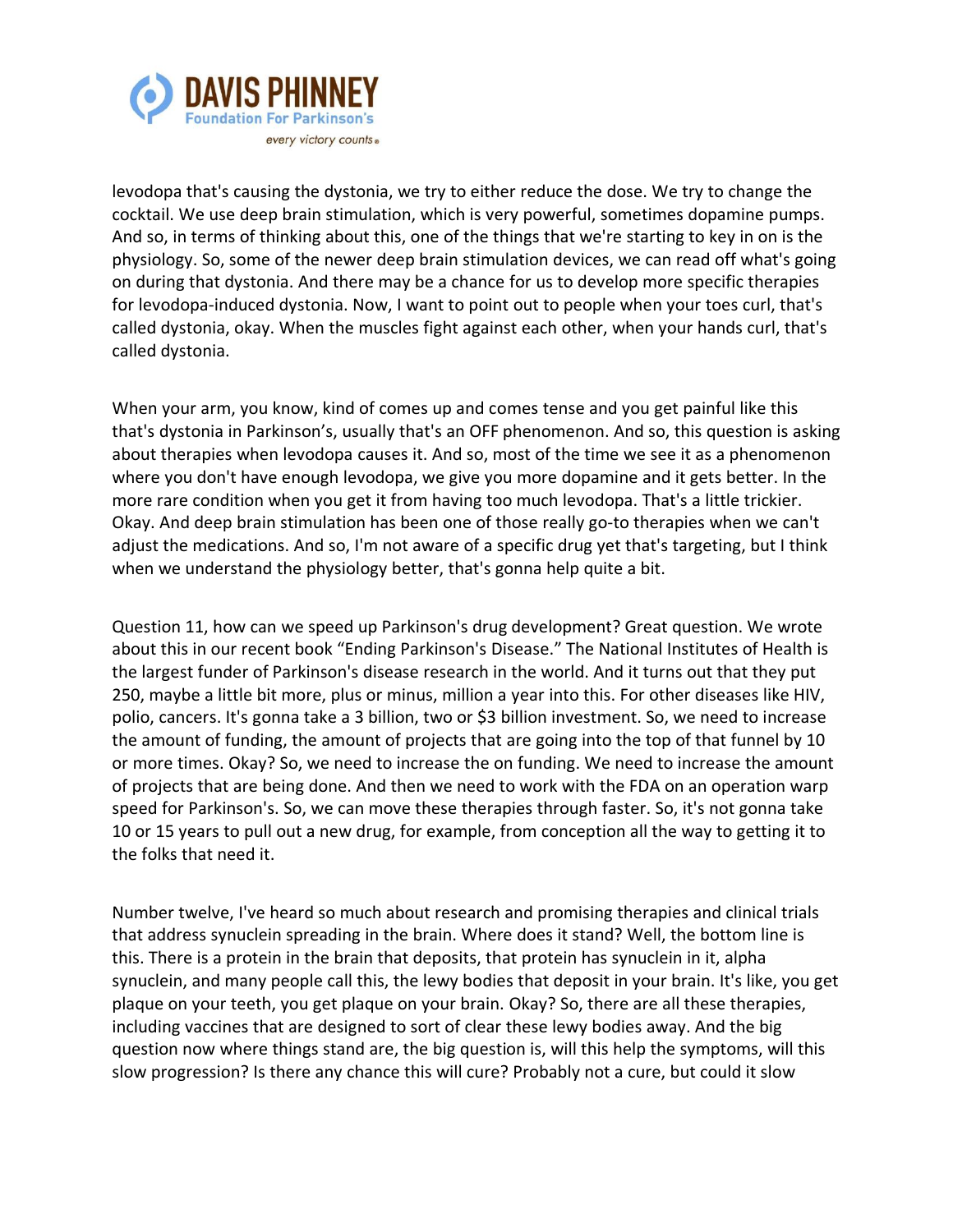levodopa that's causing the dystonia, we try to either reduce the dose. We try to change the cocktail. We use deep brain stimulation, which is very powerful, sometimes dopamine pumps. And so, in terms of thinking about this, one of the things that we're starting to key in on is the physiology. So, some of the newer deep brain stimulation devices, we can read off what's going on during that dystonia. And there may be a chance for us to develop more specific therapies for levodopa-induced dystonia. Now, I want to point out to people when your toes curl, that's called dystonia, okay. When the muscles fight against each other, when your hands curl, that's called dystonia.

When your arm, you know, kind of comes up and comes tense and you get painful like this that's dystonia in Parkinson's, usually that's an OFF phenomenon. And so, this question is asking about therapies when levodopa causes it. And so, most of the time we see it as a phenomenon where you don't have enough levodopa, we give you more dopamine and it gets better. In the more rare condition when you get it from having too much levodopa. That's a little trickier. Okay. And deep brain stimulation has been one of those really go-to therapies when we can't adjust the medications. And so, I'm not aware of a specific drug yet that's targeting, but I think when we understand the physiology better, that's gonna help quite a bit.

Question 11, how can we speed up Parkinson's drug development? Great question. We wrote about this in our recent book "Ending Parkinson's Disease." The National Institutes of Health is the largest funder of Parkinson's disease research in the world. And it turns out that they put 250, maybe a little bit more, plus or minus, million a year into this. For other diseases like HIV, polio, cancers. It's gonna take a 3 billion, two or $3 billion investment. So, we need to increase the amount of funding, the amount of projects that are going into the top of that funnel by 10 or more times. Okay? So, we need to increase the on funding. We need to increase the amount of projects that are being done. And then we need to work with the FDA on an operation warp speed for Parkinson's. So, we can move these therapies through faster. So, it's not gonna take 10 or 15 years to pull out a new drug, for example, from conception all the way to getting it to the folks that need it.

Number twelve, I've heard so much about research and promising therapies and clinical trials that address synuclein spreading in the brain. Where does it stand? Well, the bottom line is this. There is a protein in the brain that deposits, that protein has synuclein in it, alpha synuclein, and many people call this, the lewy bodies that deposit in your brain. It's like, you get plaque on your teeth, you get plaque on your brain. Okay? So, there are all these therapies, including vaccines that are designed to sort of clear these lewy bodies away. And the big question now where things stand are, the big question is, will this help the symptoms, will this slow progression? Is there any chance this will cure? Probably not a cure, but could it slow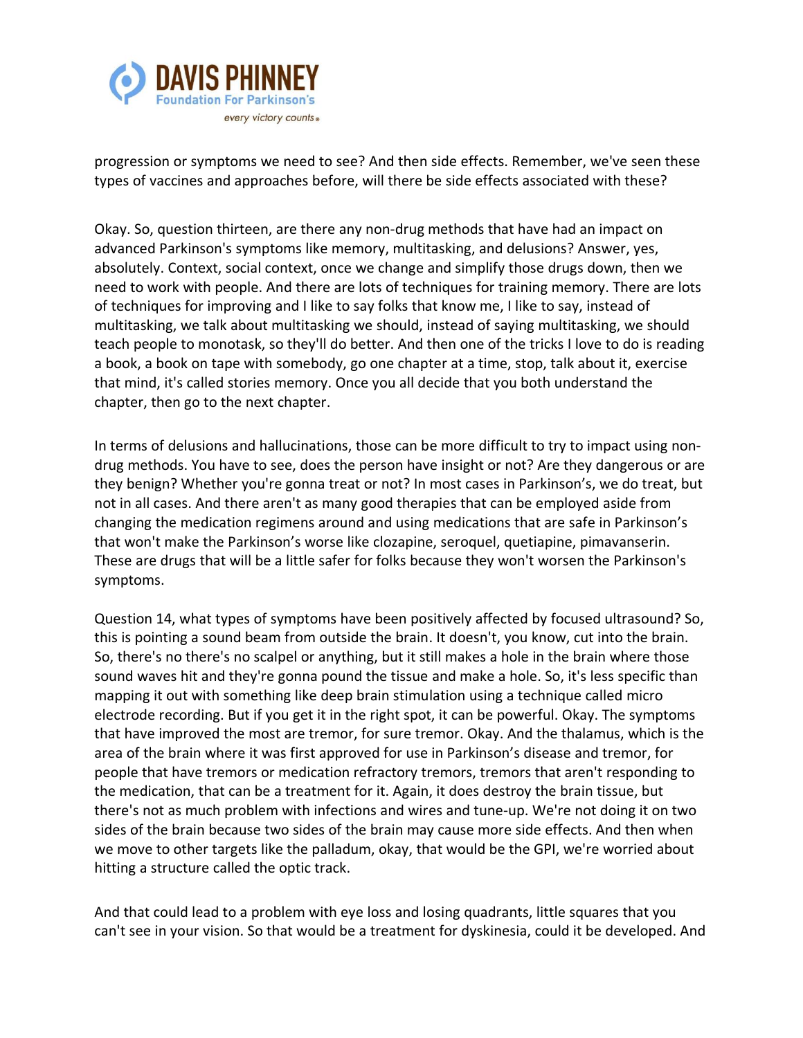progression or symptoms we need to see? And then side effects. Remember, we've seen these types of vaccines and approaches before, will there be side effects associated with these?

Okay. So, question thirteen, are there any non-drug methods that have had an impact on advanced Parkinson's symptoms like memory, multitasking, and delusions? Answer, yes, absolutely. Context, social context, once we change and simplify those drugs down, then we need to work with people. And there are lots of techniques for training memory. There are lots of techniques for improving and I like to say folks that know me, I like to say, instead of multitasking, we talk about multitasking we should, instead of saying multitasking, we should teach people to monotask, so they'll do better. And then one of the tricks I love to do is reading a book, a book on tape with somebody, go one chapter at a time, stop, talk about it, exercise that mind, it's called stories memory. Once you all decide that you both understand the chapter, then go to the next chapter.

In terms of delusions and hallucinations, those can be more difficult to try to impact using non-drug methods. You have to see, does the person have insight or not? Are they dangerous or are they benign? Whether you're gonna treat or not? In most cases in Parkinson's, we do treat, but not in all cases. And there aren't as many good therapies that can be employed aside from changing the medication regimens around and using medications that are safe in Parkinson's that won't make the Parkinson's worse like clozapine, seroquel, quetiapine, pimavanserin. These are drugs that will be a little safer for folks because they won't worsen the Parkinson's symptoms.

Question 14, what types of symptoms have been positively affected by focused ultrasound? So, this is pointing a sound beam from outside the brain. It doesn't, you know, cut into the brain. So, there's no there's no scalpel or anything, but it still makes a hole in the brain where those sound waves hit and they're gonna pound the tissue and make a hole. So, it's less specific than mapping it out with something like deep brain stimulation using a technique called micro electrode recording. But if you get it in the right spot, it can be powerful. Okay. The symptoms that have improved the most are tremor, for sure tremor. Okay. And the thalamus, which is the area of the brain where it was first approved for use in Parkinson's disease and tremor, for people that have tremors or medication refractory tremors, tremors that aren't responding to the medication, that can be a treatment for it. Again, it does destroy the brain tissue, but there's not as much problem with infections and wires and tune-up. We're not doing it on two sides of the brain because two sides of the brain may cause more side effects. And then when we move to other targets like the palladum, okay, that would be the GPI, we're worried about hitting a structure called the optic track.

And that could lead to a problem with eye loss and losing quadrants, little squares that you can't see in your vision. So that would be a treatment for dyskinesia, could it be developed. And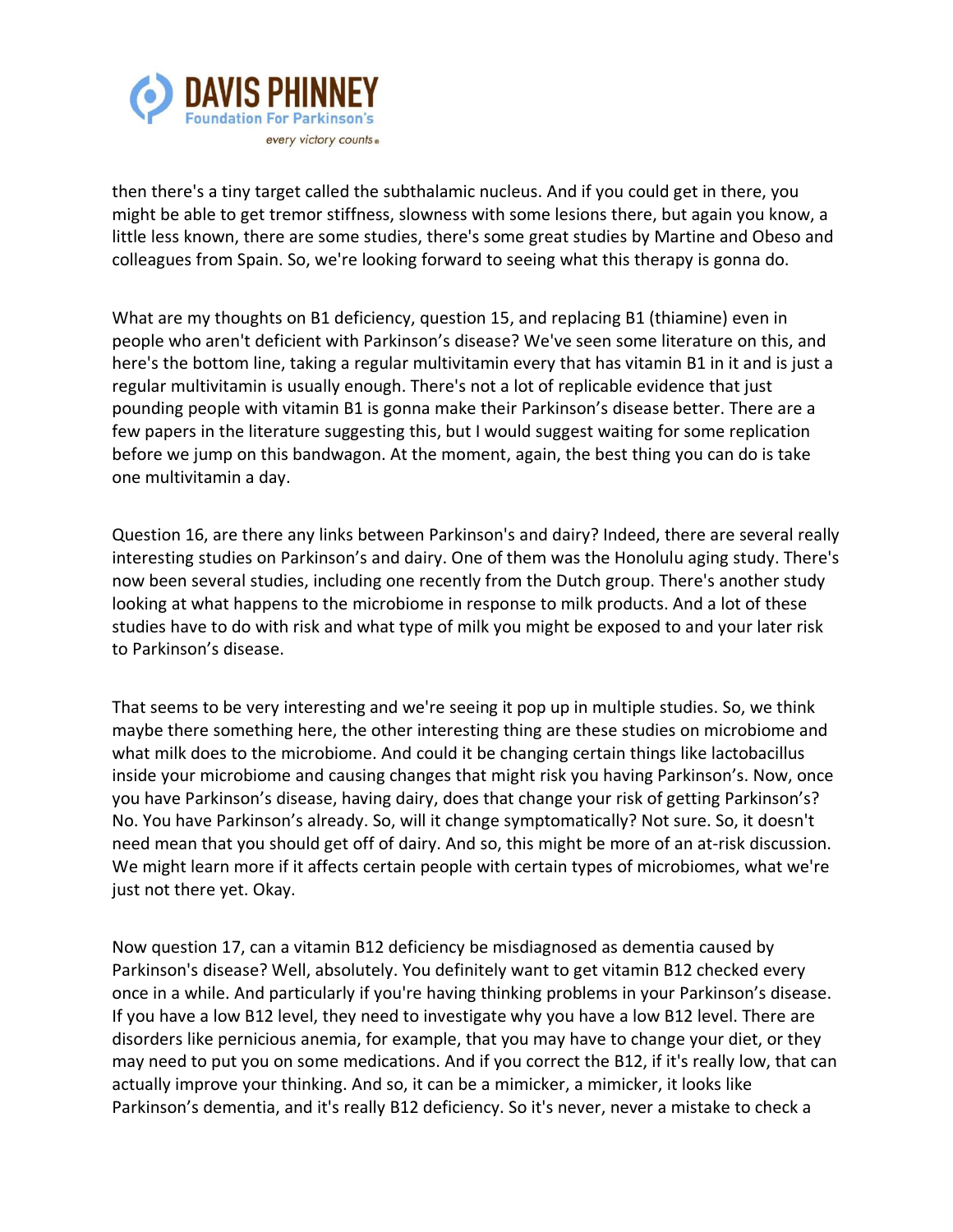then there's a tiny target called the subthalamic nucleus. And if you could get in there, you might be able to get tremor stiffness, slowness with some lesions there, but again you know, a little less known, there are some studies, there's some great studies by Martine and Obeso and colleagues from Spain. So, we're looking forward to seeing what this therapy is gonna do.

What are my thoughts on B1 deficiency, question 15, and replacing B1 (thiamine) even in people who aren't deficient with Parkinson's disease? We've seen some literature on this, and here's the bottom line, taking a regular multivitamin every that has vitamin B1 in it and is just a regular multivitamin is usually enough. There's not a lot of replicable evidence that just pounding people with vitamin B1 is gonna make their Parkinson's disease better. There are a few papers in the literature suggesting this, but I would suggest waiting for some replication before we jump on this bandwagon. At the moment, again, the best thing you can do is take one multivitamin a day.

Question 16, are there any links between Parkinson's and dairy? Indeed, there are several really interesting studies on Parkinson's and dairy. One of them was the Honolulu aging study. There's now been several studies, including one recently from the Dutch group. There's another study looking at what happens to the microbiome in response to milk products. And a lot of these studies have to do with risk and what type of milk you might be exposed to and your later risk to Parkinson's disease.

That seems to be very interesting and we're seeing it pop up in multiple studies. So, we think maybe there something here, the other interesting thing are these studies on microbiome and what milk does to the microbiome. And could it be changing certain things like lactobacillus inside your microbiome and causing changes that might risk you having Parkinson's. Now, once you have Parkinson's disease, having dairy, does that change your risk of getting Parkinson's? No. You have Parkinson's already. So, will it change symptomatically? Not sure. So, it doesn't need mean that you should get off of dairy. And so, this might be more of an at-risk discussion. We might learn more if it affects certain people with certain types of microbiomes, what we're just not there yet. Okay.

Now question 17, can a vitamin B12 deficiency be misdiagnosed as dementia caused by Parkinson's disease? Well, absolutely. You definitely want to get vitamin B12 checked every once in a while. And particularly if you're having thinking problems in your Parkinson's disease. If you have a low B12 level, they need to investigate why you have a low B12 level. There are disorders like pernicious anemia, for example, that you may have to change your diet, or they may need to put you on some medications. And if you correct the B12, if it's really low, that can actually improve your thinking. And so, it can be a mimicker, a mimicker, it looks like Parkinson's dementia, and it's really B12 deficiency. So it's never, never a mistake to check a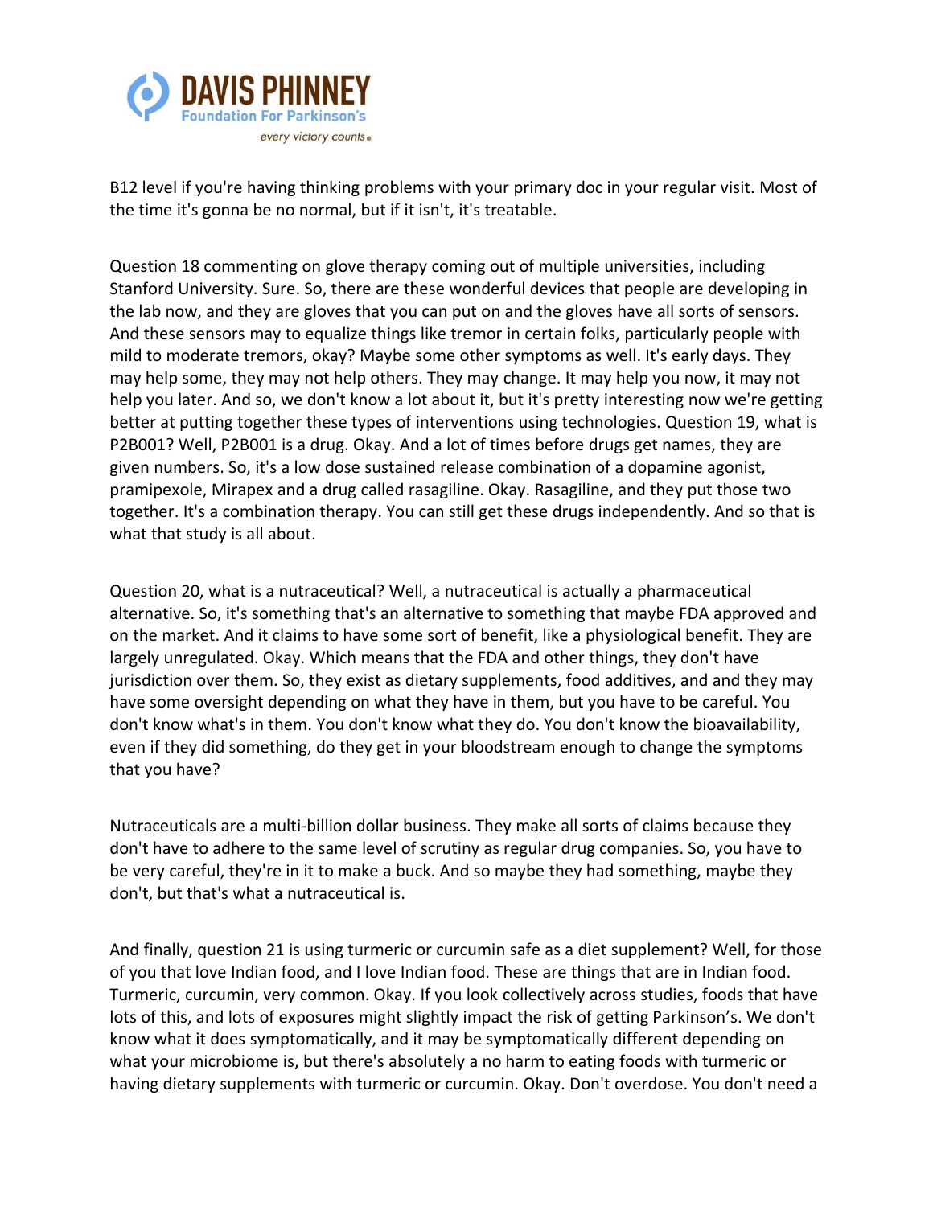B12 level if you're having thinking problems with your primary doc in your regular visit. Most of the time it's gonna be no normal, but if it isn't, it's treatable.

Question 18 commenting on glove therapy coming out of multiple universities, including Stanford University. Sure. So, there are these wonderful devices that people are developing in the lab now, and they are gloves that you can put on and the gloves have all sorts of sensors. And these sensors may to equalize things like tremor in certain folks, particularly people with mild to moderate tremors, okay? Maybe some other symptoms as well. It's early days. They may help some, they may not help others. They may change. It may help you now, it may not help you later. And so, we don't know a lot about it, but it's pretty interesting now we're getting better at putting together these types of interventions using technologies. Question 19, what is P2B001? Well, P2B001 is a drug. Okay. And a lot of times before drugs get names, they are given numbers. So, it's a low dose sustained release combination of a dopamine agonist, pramipexole, Mirapex and a drug called rasagiline. Okay. Rasagiline, and they put those two together. It's a combination therapy. You can still get these drugs independently. And so that is what that study is all about.

Question 20, what is a nutraceutical? Well, a nutraceutical is actually a pharmaceutical alternative. So, it's something that's an alternative to something that maybe FDA approved and on the market. And it claims to have some sort of benefit, like a physiological benefit. They are largely unregulated. Okay. Which means that the FDA and other things, they don't have jurisdiction over them. So, they exist as dietary supplements, food additives, and and they may have some oversight depending on what they have in them, but you have to be careful. You don't know what's in them. You don't know what they do. You don't know the bioavailability, even if they did something, do they get in your bloodstream enough to change the symptoms that you have?

Nutraceuticals are a multi-billion dollar business. They make all sorts of claims because they don't have to adhere to the same level of scrutiny as regular drug companies. So, you have to be very careful, they're in it to make a buck. And so maybe they had something, maybe they don't, but that's what a nutraceutical is.

And finally, question 21 is using turmeric or curcumin safe as a diet supplement? Well, for those of you that love Indian food, and I love Indian food. These are things that are in Indian food. Turmeric, curcumin, very common. Okay. If you look collectively across studies, foods that have lots of this, and lots of exposures might slightly impact the risk of getting Parkinson's. We don't know what it does symptomatically, and it may be symptomatically different depending on what your microbiome is, but there's absolutely a no harm to eating foods with turmeric or having dietary supplements with turmeric or curcumin. Okay. Don't overdose. You don't need a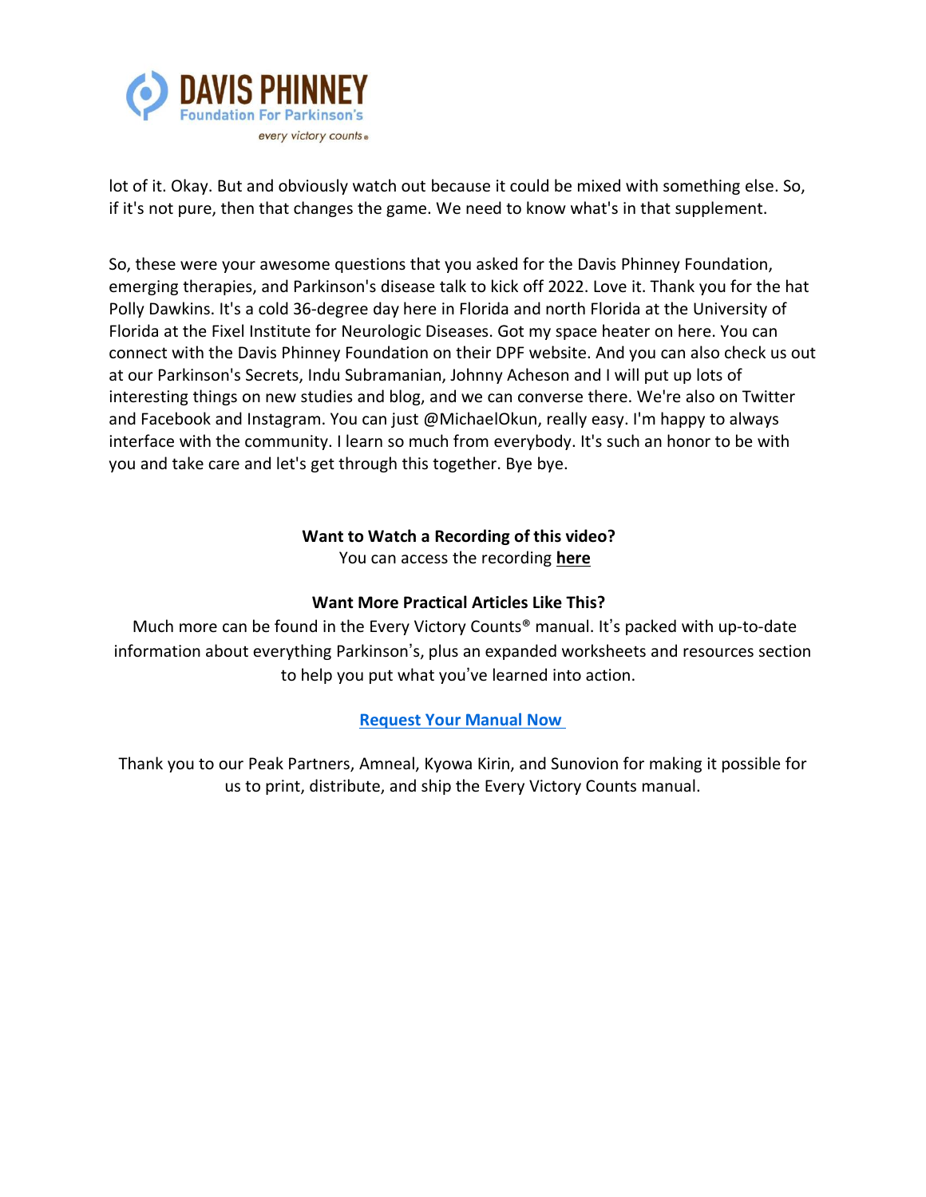lot of it. Okay. But and obviously watch out because it could be mixed with something else. So, if it's not pure, then that changes the game. We need to know what's in that supplement.

So, these were your awesome questions that you asked for the Davis Phinney Foundation, emerging therapies, and Parkinson's disease talk to kick off 2022. Love it. Thank you for the hat Polly Dawkins. It's a cold 36-degree day here in Florida and north Florida at the University of Florida at the Fixel Institute for Neurologic Diseases. Got my space heater on here. You can connect with the Davis Phinney Foundation on their DPF website. And you can also check us out at our Parkinson's Secrets, Indu Subramanian, Johnny Acheson and I will put up lots of interesting things on new studies and blog, and we can converse there. We're also on Twitter and Facebook and Instagram. You can just @MichaelOkun, really easy. I'm happy to always interface with the community. I learn so much from everybody. It's such an honor to be with you and take care and let's get through this together. Bye bye.

**Want to Watch a Recording of this video?**
You can access the recording **here**

**Want More Practical Articles Like This?**
Much more can be found in the Every Victory Counts® manual. It's packed with up-to-date information about everything Parkinson's, plus an expanded worksheets and resources section to help you put what you've learned into action.

**Request Your Manual Now**

Thank you to our Peak Partners, Amneal, Kyowa Kirin, and Sunovion for making it possible for us to print, distribute, and ship the Every Victory Counts manual.